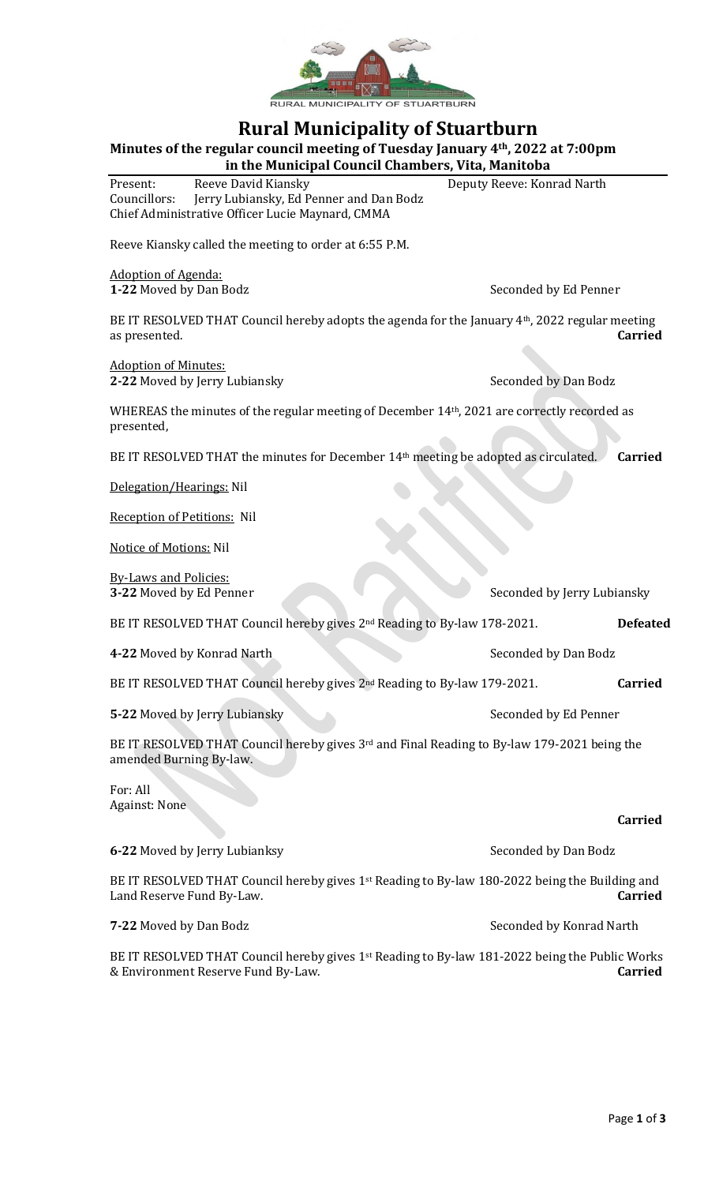# Rural Municipality of Stuartburn

**Minutes of the regular council meeting of Tuesday January 4th, 2022 at 7:00pm in the Municipal Council Chambers, Vita, Manitoba**

Present: Reeve David Kiansky Deputy Reeve: Konrad Narth
Councillors: Jerry Lubiansky, Ed Penner and Dan Bodz
Chief Administrative Officer Lucie Maynard, CMMA

Reeve Kiansky called the meeting to order at 6:55 P.M.

Adoption of Agenda:
**1-22** Moved by Dan Bodz Seconded by Ed Penner

BE IT RESOLVED THAT Council hereby adopts the agenda for the January 4th, 2022 regular meeting as presented. **Carried**

Adoption of Minutes:
**2-22** Moved by Jerry Lubiansky Seconded by Dan Bodz

WHEREAS the minutes of the regular meeting of December 14th, 2021 are correctly recorded as presented,

BE IT RESOLVED THAT the minutes for December 14th meeting be adopted as circulated. **Carried**

Delegation/Hearings: Nil

Reception of Petitions: Nil

Notice of Motions: Nil

By-Laws and Policies:
**3-22** Moved by Ed Penner Seconded by Jerry Lubiansky

BE IT RESOLVED THAT Council hereby gives 2nd Reading to By-law 178-2021. **Defeated**

**4-22** Moved by Konrad Narth Seconded by Dan Bodz

BE IT RESOLVED THAT Council hereby gives 2nd Reading to By-law 179-2021. **Carried**

**5-22** Moved by Jerry Lubiansky Seconded by Ed Penner

BE IT RESOLVED THAT Council hereby gives 3rd and Final Reading to By-law 179-2021 being the amended Burning By-law.

For: All
Against: None

**Carried**

**6-22** Moved by Jerry Lubianksy Seconded by Dan Bodz

BE IT RESOLVED THAT Council hereby gives 1st Reading to By-law 180-2022 being the Building and Land Reserve Fund By-Law. **Carried**

**7-22** Moved by Dan Bodz Seconded by Konrad Narth

BE IT RESOLVED THAT Council hereby gives 1st Reading to By-law 181-2022 being the Public Works & Environment Reserve Fund By-Law. **Carried**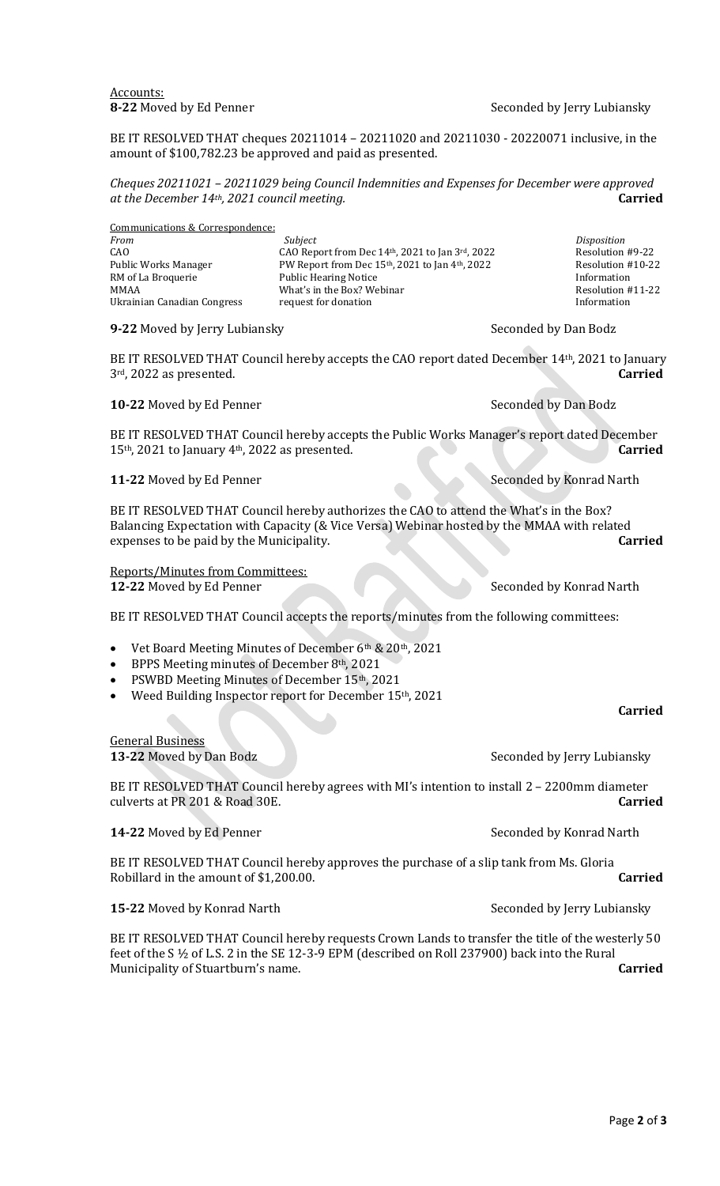Accounts:

**8-22** Moved by Ed Penner Seconded by Jerry Lubiansky

BE IT RESOLVED THAT cheques 20211014 – 20211020 and 20211030 - 20220071 inclusive, in the amount of $100,782.23 be approved and paid as presented.

*Cheques 20211021 – 20211029 being Council Indemnities and Expenses for December were approved at the December 14th, 2021 council meeting.* **Carried**

Communications & Correspondence:

| *From* | *Subject* | *Disposition* |
|---|---|---|
| CAO | CAO Report from Dec 14th, 2021 to Jan 3rd, 2022 | Resolution #9-22 |
| Public Works Manager | PW Report from Dec 15th, 2021 to Jan 4th, 2022 | Resolution #10-22 |
| RM of La Broquerie | Public Hearing Notice | Information |
| MMAA | What's in the Box? Webinar | Resolution #11-22 |
| Ukrainian Canadian Congress | request for donation | Information |

**9-22** Moved by Jerry Lubiansky Seconded by Dan Bodz

BE IT RESOLVED THAT Council hereby accepts the CAO report dated December 14th, 2021 to January 3rd, 2022 as presented. **Carried**

**10-22** Moved by Ed Penner Seconded by Dan Bodz

BE IT RESOLVED THAT Council hereby accepts the Public Works Manager's report dated December 15th, 2021 to January 4th, 2022 as presented. **Carried**

**11-22** Moved by Ed Penner Seconded by Konrad Narth

BE IT RESOLVED THAT Council hereby authorizes the CAO to attend the What's in the Box? Balancing Expectation with Capacity (& Vice Versa) Webinar hosted by the MMAA with related expenses to be paid by the Municipality. **Carried**

Reports/Minutes from Committees:

**12-22** Moved by Ed Penner Seconded by Konrad Narth

BE IT RESOLVED THAT Council accepts the reports/minutes from the following committees:

- Vet Board Meeting Minutes of December 6th & 20th, 2021
- BPPS Meeting minutes of December 8th, 2021
- PSWBD Meeting Minutes of December 15th, 2021
- Weed Building Inspector report for December 15th, 2021

**Carried**

General Business

**13-22** Moved by Dan Bodz Seconded by Jerry Lubiansky

BE IT RESOLVED THAT Council hereby agrees with MI's intention to install 2 – 2200mm diameter culverts at PR 201 & Road 30E. **Carried**

**14-22** Moved by Ed Penner Seconded by Konrad Narth

BE IT RESOLVED THAT Council hereby approves the purchase of a slip tank from Ms. Gloria Robillard in the amount of $1,200.00. **Carried**

**15-22** Moved by Konrad Narth Seconded by Jerry Lubiansky

BE IT RESOLVED THAT Council hereby requests Crown Lands to transfer the title of the westerly 50 feet of the S ½ of L.S. 2 in the SE 12-3-9 EPM (described on Roll 237900) back into the Rural Municipality of Stuartburn's name. **Carried**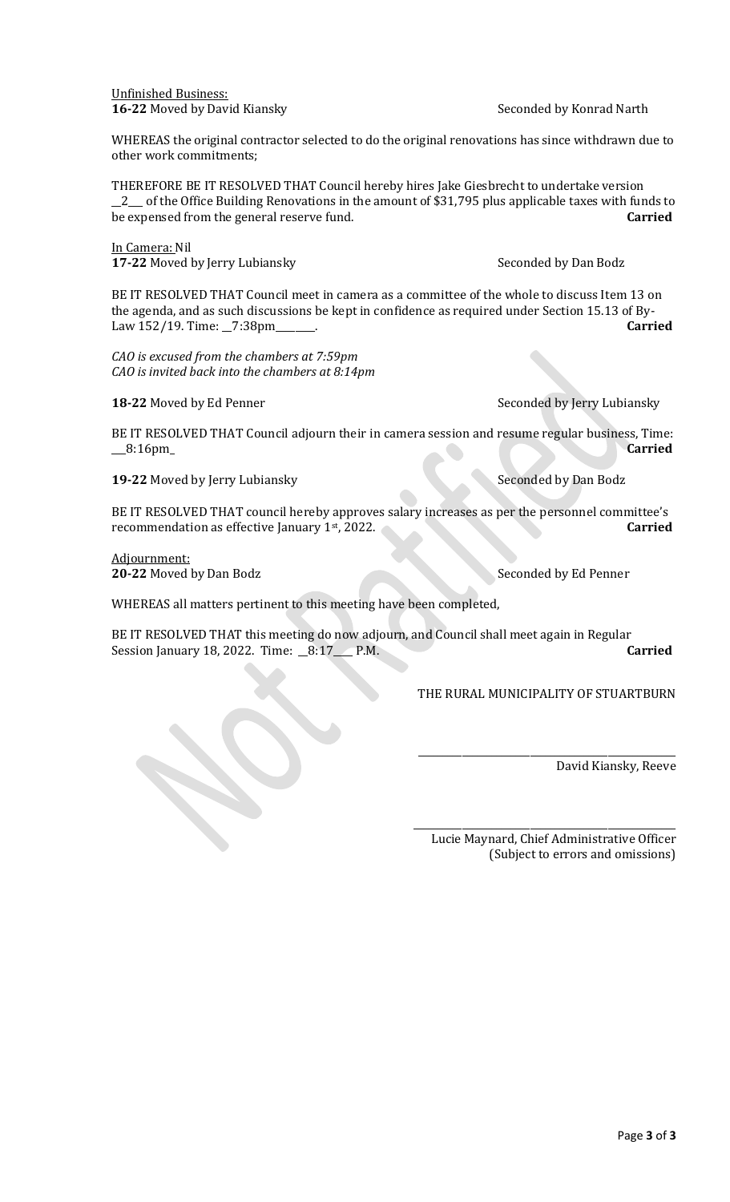<u>Unfinished Business:</u>
**16-22** Moved by David Kiansky Seconded by Konrad Narth

WHEREAS the original contractor selected to do the original renovations has since withdrawn due to other work commitments;

THEREFORE BE IT RESOLVED THAT Council hereby hires Jake Giesbrecht to undertake version __2___ of the Office Building Renovations in the amount of $31,795 plus applicable taxes with funds to be expensed from the general reserve fund. **Carried**

<u>In Camera:</u> Nil
**17-22** Moved by Jerry Lubiansky Seconded by Dan Bodz

BE IT RESOLVED THAT Council meet in camera as a committee of the whole to discuss Item 13 on the agenda, and as such discussions be kept in confidence as required under Section 15.13 of By-Law 152/19. Time: _7:38pm_______. **Carried**

*CAO is excused from the chambers at 7:59pm*
*CAO is invited back into the chambers at 8:14pm*

**18-22** Moved by Ed Penner Seconded by Jerry Lubiansky

BE IT RESOLVED THAT Council adjourn their in camera session and resume regular business, Time: ___8:16pm_ **Carried**

**19-22** Moved by Jerry Lubiansky Seconded by Dan Bodz

BE IT RESOLVED THAT council hereby approves salary increases as per the personnel committee's recommendation as effective January 1st, 2022. **Carried**

<u>Adjournment:</u>
**20-22** Moved by Dan Bodz Seconded by Ed Penner

WHEREAS all matters pertinent to this meeting have been completed,

BE IT RESOLVED THAT this meeting do now adjourn, and Council shall meet again in Regular Session January 18, 2022. Time: _8:17___ P.M. **Carried**

THE RURAL MUNICIPALITY OF STUARTBURN

_______________________________
David Kiansky, Reeve

_______________________________
Lucie Maynard, Chief Administrative Officer
(Subject to errors and omissions)

Not Ratified